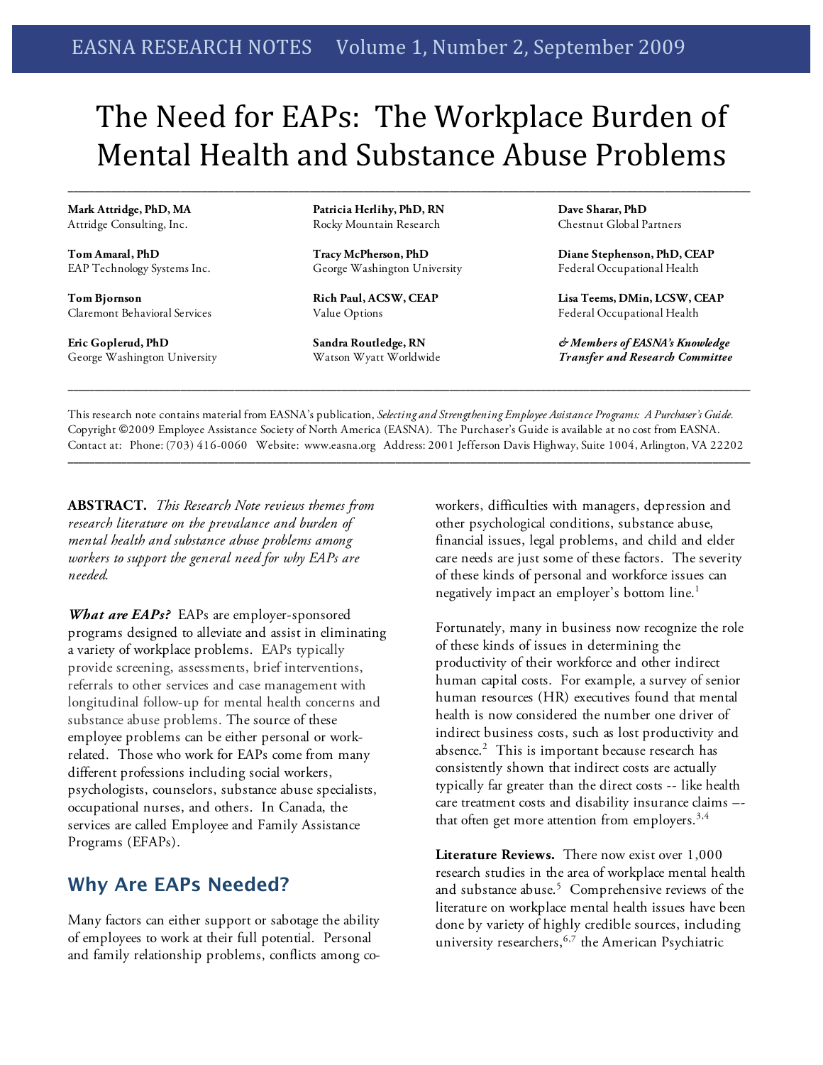# The Need for EAPs: The Workplace Burden of Mental Health and Substance Abuse Problems

**Mark Attridge, PhD, MA**
Attridge Consulting, Inc.

**Tom Amaral, PhD**
EAP Technology Systems Inc.

**Tom Bjornson**
Claremont Behavioral Services

**Eric Goplerud, PhD**
George Washington University

**Patricia Herlihy, PhD, RN**
Rocky Mountain Research

**Tracy McPherson, PhD**
George Washington University

**Rich Paul, ACSW, CEAP**
Value Options

**Sandra Routledge, RN**
Watson Wyatt Worldwide

**Dave Sharar, PhD**
Chestnut Global Partners

**Diane Stephenson, PhD, CEAP**
Federal Occupational Health

**Lisa Teems, DMin, LCSW, CEAP**
Federal Occupational Health

***& Members of EASNA's Knowledge Transfer and Research Committee***

This research note contains material from EASNA's publication, *Selecting and Strengthening Employee Assistance Programs: A Purchaser's Guide.* Copyright ©2009 Employee Assistance Society of North America (EASNA). The Purchaser's Guide is available at no cost from EASNA. Contact at: Phone: (703) 416-0060 Website: www.easna.org Address: 2001 Jefferson Davis Highway, Suite 1004, Arlington, VA 22202

**ABSTRACT.** *This Research Note reviews themes from research literature on the prevalance and burden of mental health and substance abuse problems among workers to support the general need for why EAPs are needed.*

***What are EAPs?*** EAPs are employer-sponsored programs designed to alleviate and assist in eliminating a variety of workplace problems. EAPs typically provide screening, assessments, brief interventions, referrals to other services and case management with longitudinal follow-up for mental health concerns and substance abuse problems. The source of these employee problems can be either personal or work-related. Those who work for EAPs come from many different professions including social workers, psychologists, counselors, substance abuse specialists, occupational nurses, and others. In Canada, the services are called Employee and Family Assistance Programs (EFAPs).

## Why Are EAPs Needed?

Many factors can either support or sabotage the ability of employees to work at their full potential. Personal and family relationship problems, conflicts among co-workers, difficulties with managers, depression and other psychological conditions, substance abuse, financial issues, legal problems, and child and elder care needs are just some of these factors. The severity of these kinds of personal and workforce issues can negatively impact an employer's bottom line.[1]

Fortunately, many in business now recognize the role of these kinds of issues in determining the productivity of their workforce and other indirect human capital costs. For example, a survey of senior human resources (HR) executives found that mental health is now considered the number one driver of indirect business costs, such as lost productivity and absence.[2] This is important because research has consistently shown that indirect costs are actually typically far greater than the direct costs -- like health care treatment costs and disability insurance claims –- that often get more attention from employers.[3,4]

**Literature Reviews.** There now exist over 1,000 research studies in the area of workplace mental health and substance abuse.[5] Comprehensive reviews of the literature on workplace mental health issues have been done by variety of highly credible sources, including university researchers,[6,7] the American Psychiatric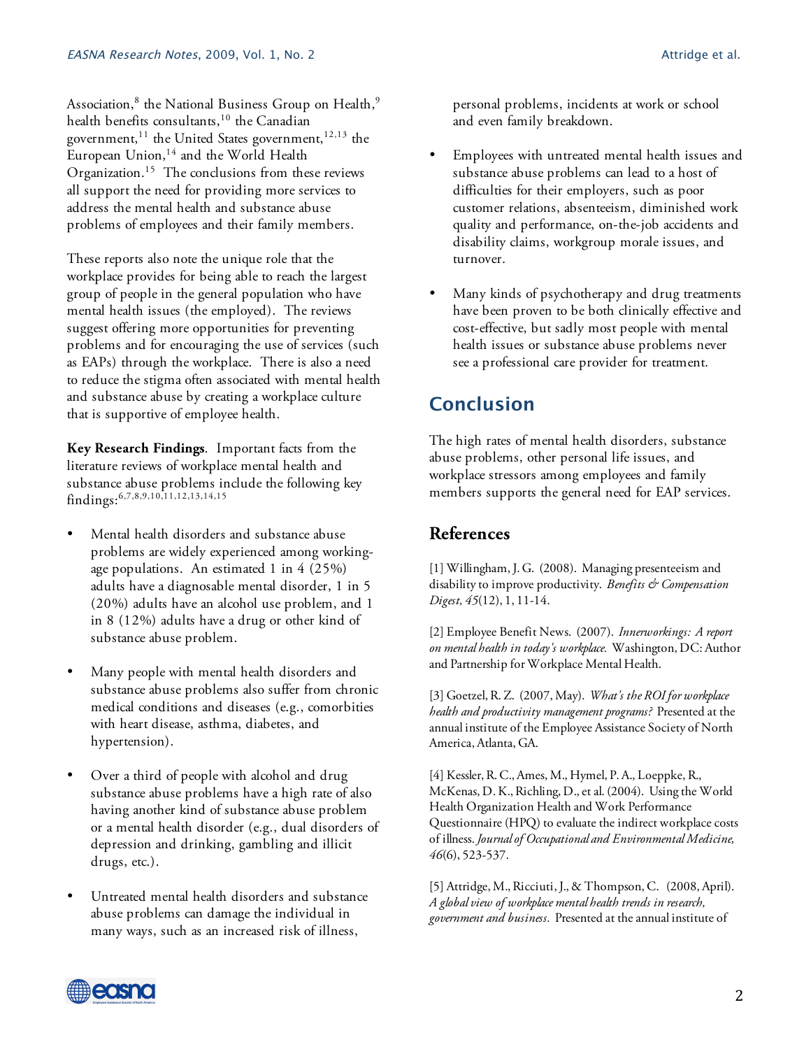Association,[8] the National Business Group on Health,[9] health benefits consultants,[10] the Canadian government,[11] the United States government,[12,13] the European Union,[14] and the World Health Organization.[15] The conclusions from these reviews all support the need for providing more services to address the mental health and substance abuse problems of employees and their family members.

These reports also note the unique role that the workplace provides for being able to reach the largest group of people in the general population who have mental health issues (the employed). The reviews suggest offering more opportunities for preventing problems and for encouraging the use of services (such as EAPs) through the workplace. There is also a need to reduce the stigma often associated with mental health and substance abuse by creating a workplace culture that is supportive of employee health.

**Key Research Findings**. Important facts from the literature reviews of workplace mental health and substance abuse problems include the following key findings:[6,7,8,9,10,11,12,13,14,15]

- Mental health disorders and substance abuse problems are widely experienced among working-age populations. An estimated 1 in 4 (25%) adults have a diagnosable mental disorder, 1 in 5 (20%) adults have an alcohol use problem, and 1 in 8 (12%) adults have a drug or other kind of substance abuse problem.
- Many people with mental health disorders and substance abuse problems also suffer from chronic medical conditions and diseases (e.g., comorbities with heart disease, asthma, diabetes, and hypertension).
- Over a third of people with alcohol and drug substance abuse problems have a high rate of also having another kind of substance abuse problem or a mental health disorder (e.g., dual disorders of depression and drinking, gambling and illicit drugs, etc.).
- Untreated mental health disorders and substance abuse problems can damage the individual in many ways, such as an increased risk of illness, personal problems, incidents at work or school and even family breakdown.
- Employees with untreated mental health issues and substance abuse problems can lead to a host of difficulties for their employers, such as poor customer relations, absenteeism, diminished work quality and performance, on-the-job accidents and disability claims, workgroup morale issues, and turnover.
- Many kinds of psychotherapy and drug treatments have been proven to be both clinically effective and cost-effective, but sadly most people with mental health issues or substance abuse problems never see a professional care provider for treatment.

## Conclusion

The high rates of mental health disorders, substance abuse problems, other personal life issues, and workplace stressors among employees and family members supports the general need for EAP services.

## References

[1] Willingham, J. G. (2008). Managing presenteeism and disability to improve productivity. *Benefits & Compensation Digest, 45*(12), 1, 11-14.

[2] Employee Benefit News. (2007). *Innerworkings: A report on mental health in today's workplace.* Washington, DC: Author and Partnership for Workplace Mental Health.

[3] Goetzel, R. Z. (2007, May). *What's the ROI for workplace health and productivity management programs?* Presented at the annual institute of the Employee Assistance Society of North America, Atlanta, GA.

[4] Kessler, R. C., Ames, M., Hymel, P. A., Loeppke, R., McKenas, D. K., Richling, D., et al. (2004). Using the World Health Organization Health and Work Performance Questionnaire (HPQ) to evaluate the indirect workplace costs of illness. *Journal of Occupational and Environmental Medicine, 46*(6), 523-537.

[5] Attridge, M., Ricciuti, J., & Thompson, C. (2008, April). *A global view of workplace mental health trends in research, government and business.* Presented at the annual institute of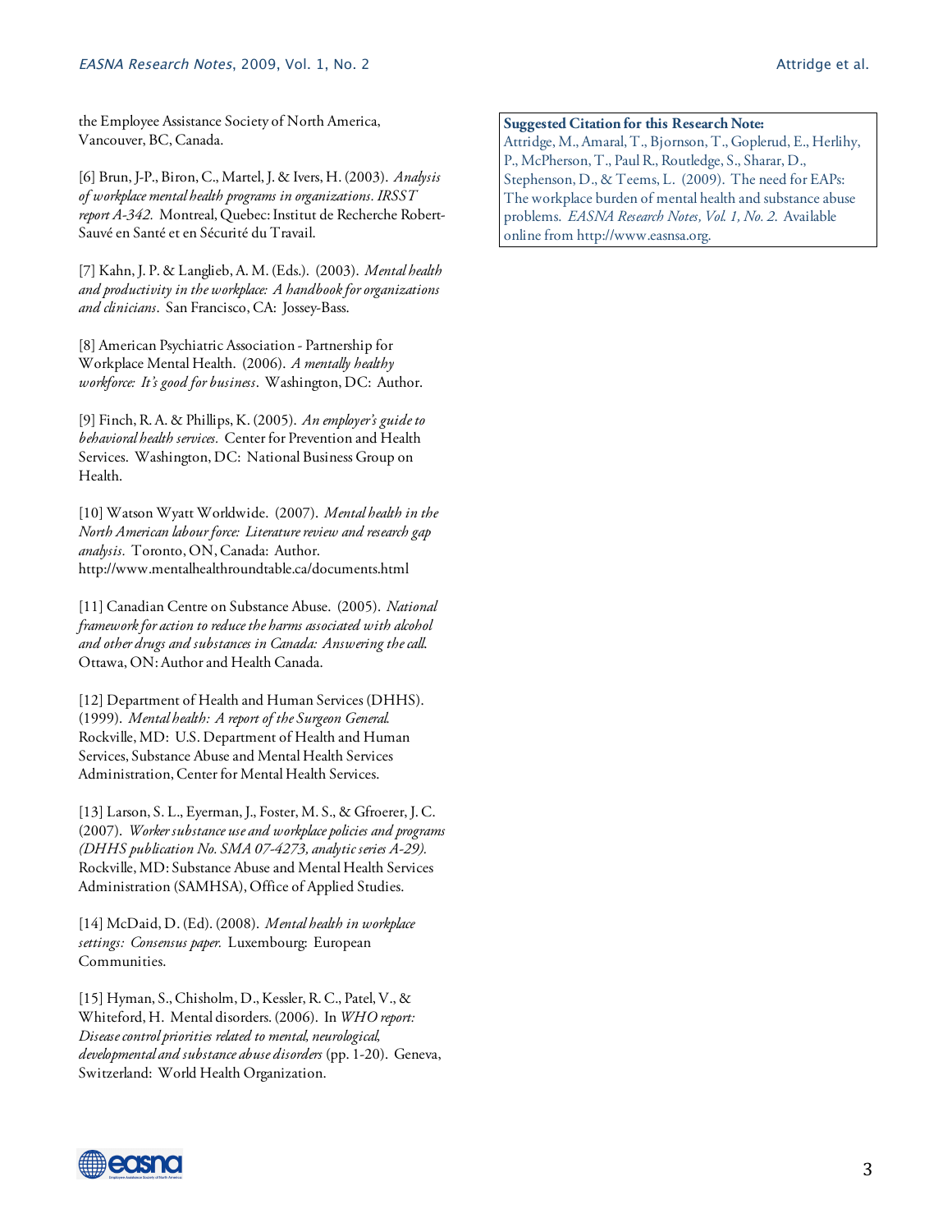the Employee Assistance Society of North America, Vancouver, BC, Canada.

[6] Brun, J-P., Biron, C., Martel, J. & Ivers, H. (2003). *Analysis of workplace mental health programs in organizations. IRSST report A-342.* Montreal, Quebec: Institut de Recherche Robert-Sauvé en Santé et en Sécurité du Travail.

[7] Kahn, J. P. & Langlieb, A. M. (Eds.). (2003). *Mental health and productivity in the workplace: A handbook for organizations and clinicians*. San Francisco, CA: Jossey-Bass.

[8] American Psychiatric Association - Partnership for Workplace Mental Health. (2006). *A mentally healthy workforce: It's good for business*. Washington, DC: Author.

[9] Finch, R. A. & Phillips, K. (2005). *An employer's guide to behavioral health services.* Center for Prevention and Health Services. Washington, DC: National Business Group on Health.

[10] Watson Wyatt Worldwide. (2007). *Mental health in the North American labour force: Literature review and research gap analysis.* Toronto, ON, Canada: Author. http://www.mentalhealthroundtable.ca/documents.html

[11] Canadian Centre on Substance Abuse. (2005). *National framework for action to reduce the harms associated with alcohol and other drugs and substances in Canada: Answering the call.* Ottawa, ON: Author and Health Canada.

[12] Department of Health and Human Services (DHHS). (1999). *Mental health: A report of the Surgeon General.* Rockville, MD: U.S. Department of Health and Human Services, Substance Abuse and Mental Health Services Administration, Center for Mental Health Services.

[13] Larson, S. L., Eyerman, J., Foster, M. S., & Gfroerer, J. C. (2007). *Worker substance use and workplace policies and programs (DHHS publication No. SMA 07-4273, analytic series A-29).* Rockville, MD: Substance Abuse and Mental Health Services Administration (SAMHSA), Office of Applied Studies.

[14] McDaid, D. (Ed). (2008). *Mental health in workplace settings: Consensus paper.* Luxembourg: European Communities.

[15] Hyman, S., Chisholm, D., Kessler, R. C., Patel, V., & Whiteford, H. Mental disorders. (2006). In *WHO report: Disease control priorities related to mental, neurological, developmental and substance abuse disorders* (pp. 1-20). Geneva, Switzerland: World Health Organization.

**Suggested Citation for this Research Note:**
Attridge, M., Amaral, T., Bjornson, T., Goplerud, E., Herlihy, P., McPherson, T., Paul R., Routledge, S., Sharar, D., Stephenson, D., & Teems, L. (2009). The need for EAPs: The workplace burden of mental health and substance abuse problems. *EASNA Research Notes, Vol. 1, No. 2.* Available online from http://www.easnsa.org.